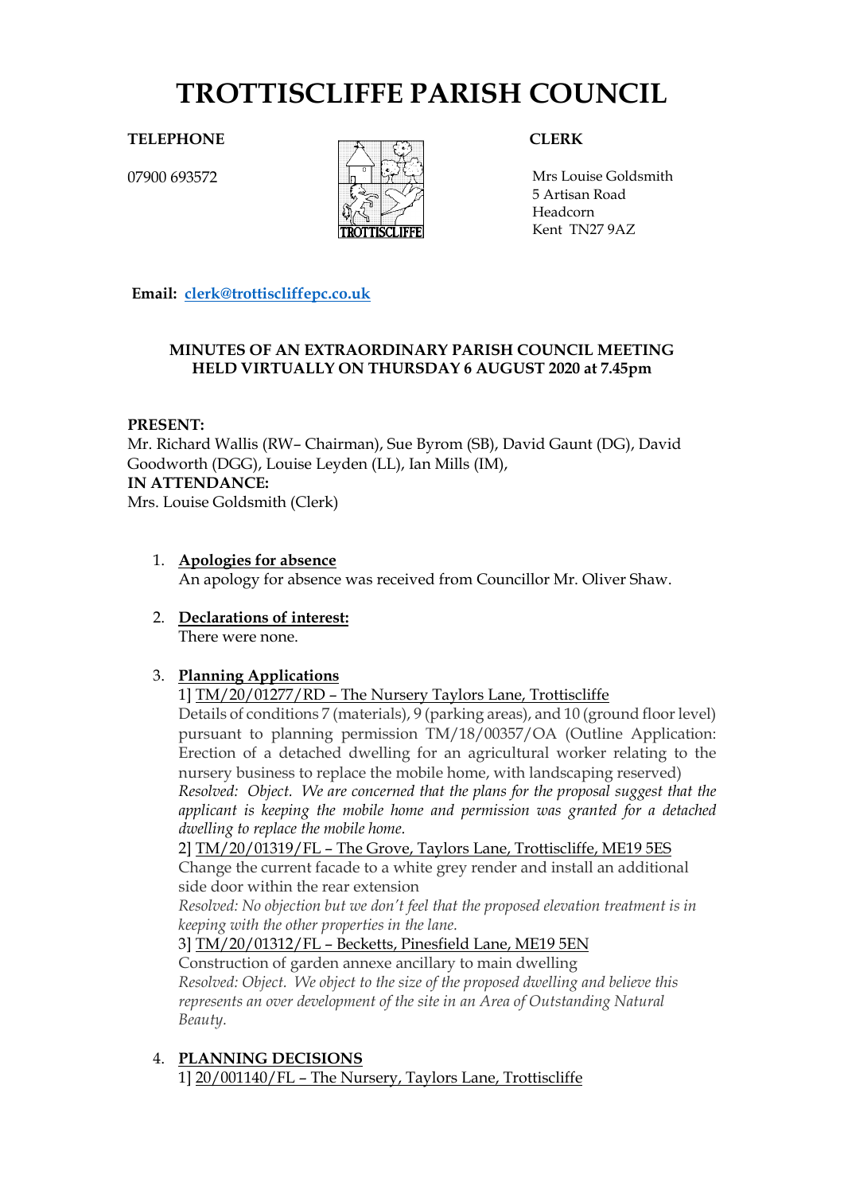# TROTTISCLIFFE PARISH COUNCIL

**TELEPHONE**

07900 693572

**CLERK**

Mrs Louise Goldsmith
5 Artisan Road
Headcorn
Kent TN27 9AZ

**Email:** [clerk@trottiscliffepc.co.uk](mailto:clerk@trottiscliffepc.co.uk)

**MINUTES OF AN EXTRAORDINARY PARISH COUNCIL MEETING HELD VIRTUALLY ON THURSDAY 6 AUGUST 2020 at 7.45pm**

**PRESENT:**
Mr. Richard Wallis (RW– Chairman), Sue Byrom (SB), David Gaunt (DG), David Goodworth (DGG), Louise Leyden (LL), Ian Mills (IM),
**IN ATTENDANCE:**
Mrs. Louise Goldsmith (Clerk)

1. **Apologies for absence**
   An apology for absence was received from Councillor Mr. Oliver Shaw.

2. **Declarations of interest:**
   There were none.

3. **Planning Applications**
   1] TM/20/01277/RD – The Nursery Taylors Lane, Trottiscliffe
   Details of conditions 7 (materials), 9 (parking areas), and 10 (ground floor level) pursuant to planning permission TM/18/00357/OA (Outline Application: Erection of a detached dwelling for an agricultural worker relating to the nursery business to replace the mobile home, with landscaping reserved)
   *Resolved: Object. We are concerned that the plans for the proposal suggest that the applicant is keeping the mobile home and permission was granted for a detached dwelling to replace the mobile home.*
   2] TM/20/01319/FL – The Grove, Taylors Lane, Trottiscliffe, ME19 5ES
   Change the current facade to a white grey render and install an additional side door within the rear extension
   *Resolved: No objection but we don't feel that the proposed elevation treatment is in keeping with the other properties in the lane.*
   3] TM/20/01312/FL – Becketts, Pinesfield Lane, ME19 5EN
   Construction of garden annexe ancillary to main dwelling
   *Resolved: Object. We object to the size of the proposed dwelling and believe this represents an over development of the site in an Area of Outstanding Natural Beauty.*

4. **PLANNING DECISIONS**
   1] 20/001140/FL – The Nursery, Taylors Lane, Trottiscliffe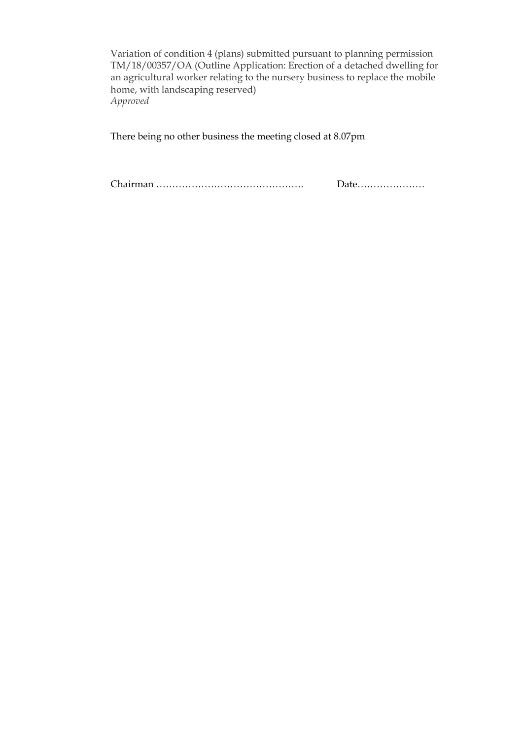Variation of condition 4 (plans) submitted pursuant to planning permission TM/18/00357/OA (Outline Application: Erection of a detached dwelling for an agricultural worker relating to the nursery business to replace the mobile home, with landscaping reserved)
*Approved*

There being no other business the meeting closed at 8.07pm

Chairman ………………………………………. Date…………………